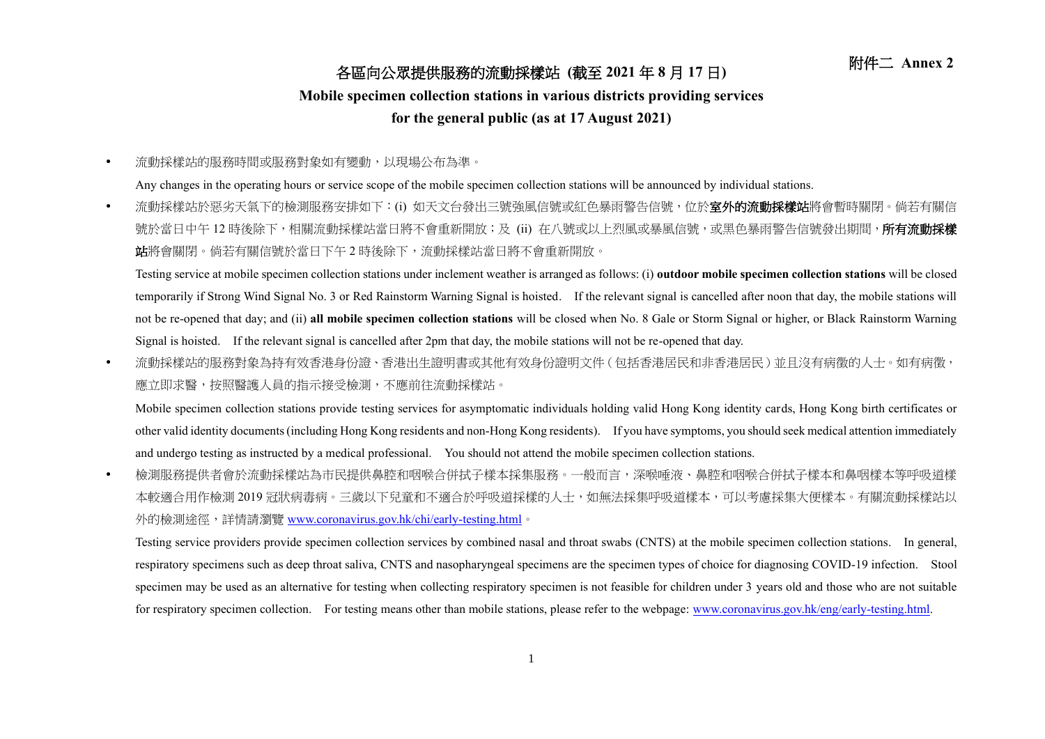附件二 Annex 2

# 各區向公眾提供服務的流動採樣站 (截至 2021 年 8 月 17 日)

# Mobile specimen collection stations in various districts providing services for the general public (as at 17 August 2021)

- 流動採樣站的服務時間或服務對象如有變動，以現場公布為準。

  Any changes in the operating hours or service scope of the mobile specimen collection stations will be announced by individual stations.

- 流動採樣站於惡劣天氣下的檢測服務安排如下：(i) 如天文台發出三號強風信號或紅色暴雨警告信號，位於**室外的流動採樣站**將會暫時關閉。倘若有關信號於當日中午 12 時後除下，相關流動採樣站當日將不會重新開放；及 (ii) 在八號或以上烈風或暴風信號，或黑色暴雨警告信號發出期間，**所有流動採樣站**將會關閉。倘若有關信號於當日下午 2 時後除下，流動採樣站當日將不會重新開放。

  Testing service at mobile specimen collection stations under inclement weather is arranged as follows: (i) **outdoor mobile specimen collection stations** will be closed temporarily if Strong Wind Signal No. 3 or Red Rainstorm Warning Signal is hoisted. If the relevant signal is cancelled after noon that day, the mobile stations will not be re-opened that day; and (ii) **all mobile specimen collection stations** will be closed when No. 8 Gale or Storm Signal or higher, or Black Rainstorm Warning Signal is hoisted. If the relevant signal is cancelled after 2pm that day, the mobile stations will not be re-opened that day.

- 流動採樣站的服務對象為持有效香港身份證、香港出生證明書或其他有效身份證明文件（包括香港居民和非香港居民）並且沒有病徵的人士。如有病徵，應立即求醫，按照醫護人員的指示接受檢測，不應前往流動採樣站。

  Mobile specimen collection stations provide testing services for asymptomatic individuals holding valid Hong Kong identity cards, Hong Kong birth certificates or other valid identity documents (including Hong Kong residents and non-Hong Kong residents). If you have symptoms, you should seek medical attention immediately and undergo testing as instructed by a medical professional. You should not attend the mobile specimen collection stations.

- 檢測服務提供者會於流動採樣站為市民提供鼻腔和咽喉合併拭子樣本採集服務。一般而言，深喉唾液、鼻腔和咽喉合併拭子樣本和鼻咽樣本等呼吸道樣本較適合用作檢測 2019 冠狀病毒病。三歲以下兒童和不適合於呼吸道採樣的人士，如無法採集呼吸道樣本，可以考慮採集大便樣本。有關流動採樣站以外的檢測途徑，詳情請瀏覽 www.coronavirus.gov.hk/chi/early-testing.html。

  Testing service providers provide specimen collection services by combined nasal and throat swabs (CNTS) at the mobile specimen collection stations. In general, respiratory specimens such as deep throat saliva, CNTS and nasopharyngeal specimens are the specimen types of choice for diagnosing COVID-19 infection. Stool specimen may be used as an alternative for testing when collecting respiratory specimen is not feasible for children under 3 years old and those who are not suitable for respiratory specimen collection. For testing means other than mobile stations, please refer to the webpage: www.coronavirus.gov.hk/eng/early-testing.html.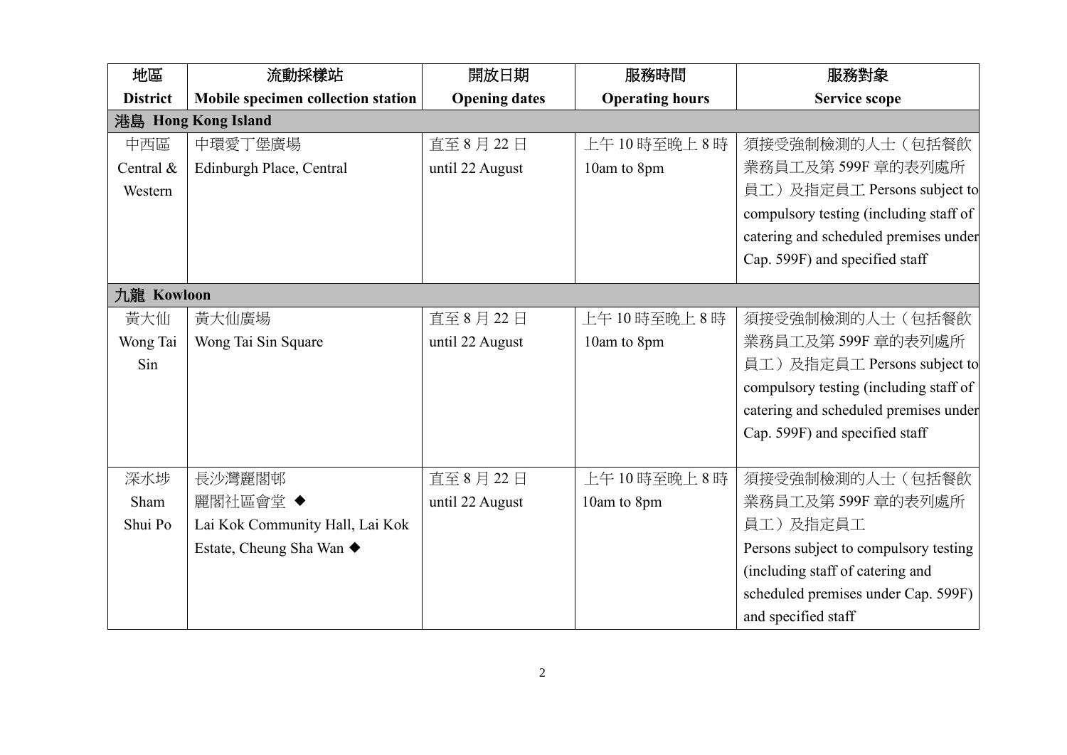| 地區<br>District | 流動採樣站<br>Mobile specimen collection station | 開放日期<br>Opening dates | 服務時間<br>Operating hours | 服務對象<br>Service scope |
|---|---|---|---|---|
| **港島 Hong Kong Island** | | | | |
| 中西區<br>Central & Western | 中環愛丁堡廣場<br>Edinburgh Place, Central | 直至 8 月 22 日<br>until 22 August | 上午 10 時至晚上 8 時<br>10am to 8pm | 須接受強制檢測的人士（包括餐飲業務員工及第 599F 章的表列處所員工）及指定員工 Persons subject to compulsory testing (including staff of catering and scheduled premises under Cap. 599F) and specified staff |
| **九龍 Kowloon** | | | | |
| 黃大仙<br>Wong Tai Sin | 黃大仙廣場<br>Wong Tai Sin Square | 直至 8 月 22 日<br>until 22 August | 上午 10 時至晚上 8 時<br>10am to 8pm | 須接受強制檢測的人士（包括餐飲業務員工及第 599F 章的表列處所員工）及指定員工 Persons subject to compulsory testing (including staff of catering and scheduled premises under Cap. 599F) and specified staff |
| 深水埗<br>Sham Shui Po | 長沙灣麗閣邨<br>麗閣社區會堂 ◆<br>Lai Kok Community Hall, Lai Kok Estate, Cheung Sha Wan ◆ | 直至 8 月 22 日<br>until 22 August | 上午 10 時至晚上 8 時<br>10am to 8pm | 須接受強制檢測的人士（包括餐飲業務員工及第 599F 章的表列處所員工）及指定員工<br>Persons subject to compulsory testing (including staff of catering and scheduled premises under Cap. 599F) and specified staff |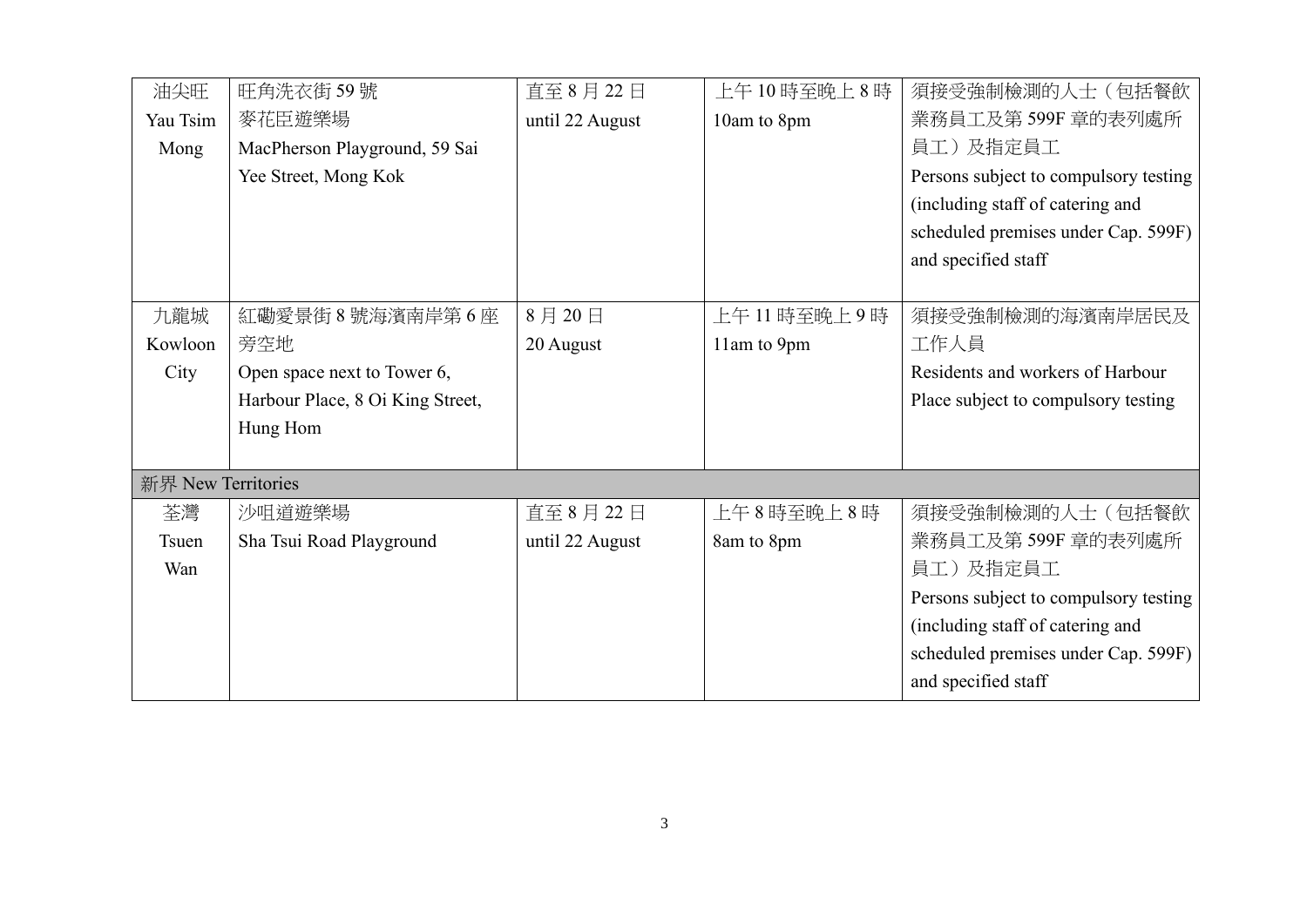| | | | | |
|---|---|---|---|---|
| 油尖旺 Yau Tsim Mong | 旺角洗衣街 59 號麥花臣遊樂場 MacPherson Playground, 59 Sai Yee Street, Mong Kok | 直至 8 月 22 日 until 22 August | 上午 10 時至晚上 8 時 10am to 8pm | 須接受強制檢測的人士（包括餐飲業務員工及第 599F 章的表列處所員工）及指定員工 Persons subject to compulsory testing (including staff of catering and scheduled premises under Cap. 599F) and specified staff |
| 九龍城 Kowloon City | 紅磡愛景街 8 號海濱南岸第 6 座旁空地 Open space next to Tower 6, Harbour Place, 8 Oi King Street, Hung Hom | 8 月 20 日 20 August | 上午 11 時至晚上 9 時 11am to 9pm | 須接受強制檢測的海濱南岸居民及工作人員 Residents and workers of Harbour Place subject to compulsory testing |
| 新界 New Territories | | | | |
| 荃灣 Tsuen Wan | 沙咀道遊樂場 Sha Tsui Road Playground | 直至 8 月 22 日 until 22 August | 上午 8 時至晚上 8 時 8am to 8pm | 須接受強制檢測的人士（包括餐飲業務員工及第 599F 章的表列處所員工）及指定員工 Persons subject to compulsory testing (including staff of catering and scheduled premises under Cap. 599F) and specified staff |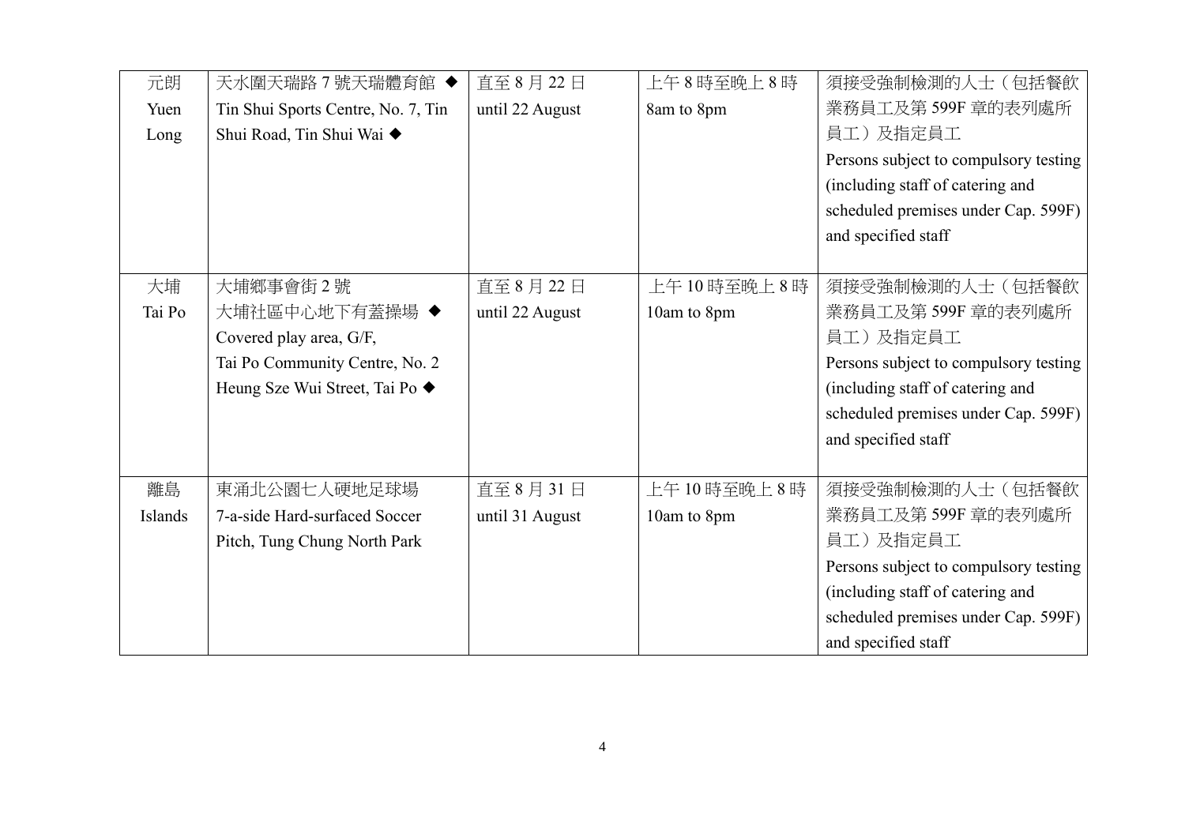| 元朗<br>Yuen Long | 天水圍天瑞路 7 號天瑞體育館 ◆<br>Tin Shui Sports Centre, No. 7, Tin Shui Road, Tin Shui Wai ◆ | 直至 8 月 22 日<br>until 22 August | 上午 8 時至晚上 8 時<br>8am to 8pm | 須接受強制檢測的人士（包括餐飲業務員工及第 599F 章的表列處所員工）及指定員工<br>Persons subject to compulsory testing (including staff of catering and scheduled premises under Cap. 599F) and specified staff |
|---|---|---|---|---|
| 大埔<br>Tai Po | 大埔鄉事會街 2 號<br>大埔社區中心地下有蓋操場 ◆<br>Covered play area, G/F,<br>Tai Po Community Centre, No. 2 Heung Sze Wui Street, Tai Po ◆ | 直至 8 月 22 日<br>until 22 August | 上午 10 時至晚上 8 時<br>10am to 8pm | 須接受強制檢測的人士（包括餐飲業務員工及第 599F 章的表列處所員工）及指定員工<br>Persons subject to compulsory testing (including staff of catering and scheduled premises under Cap. 599F) and specified staff |
| 離島<br>Islands | 東涌北公園七人硬地足球場<br>7-a-side Hard-surfaced Soccer Pitch, Tung Chung North Park | 直至 8 月 31 日<br>until 31 August | 上午 10 時至晚上 8 時<br>10am to 8pm | 須接受強制檢測的人士（包括餐飲業務員工及第 599F 章的表列處所員工）及指定員工<br>Persons subject to compulsory testing (including staff of catering and scheduled premises under Cap. 599F) and specified staff |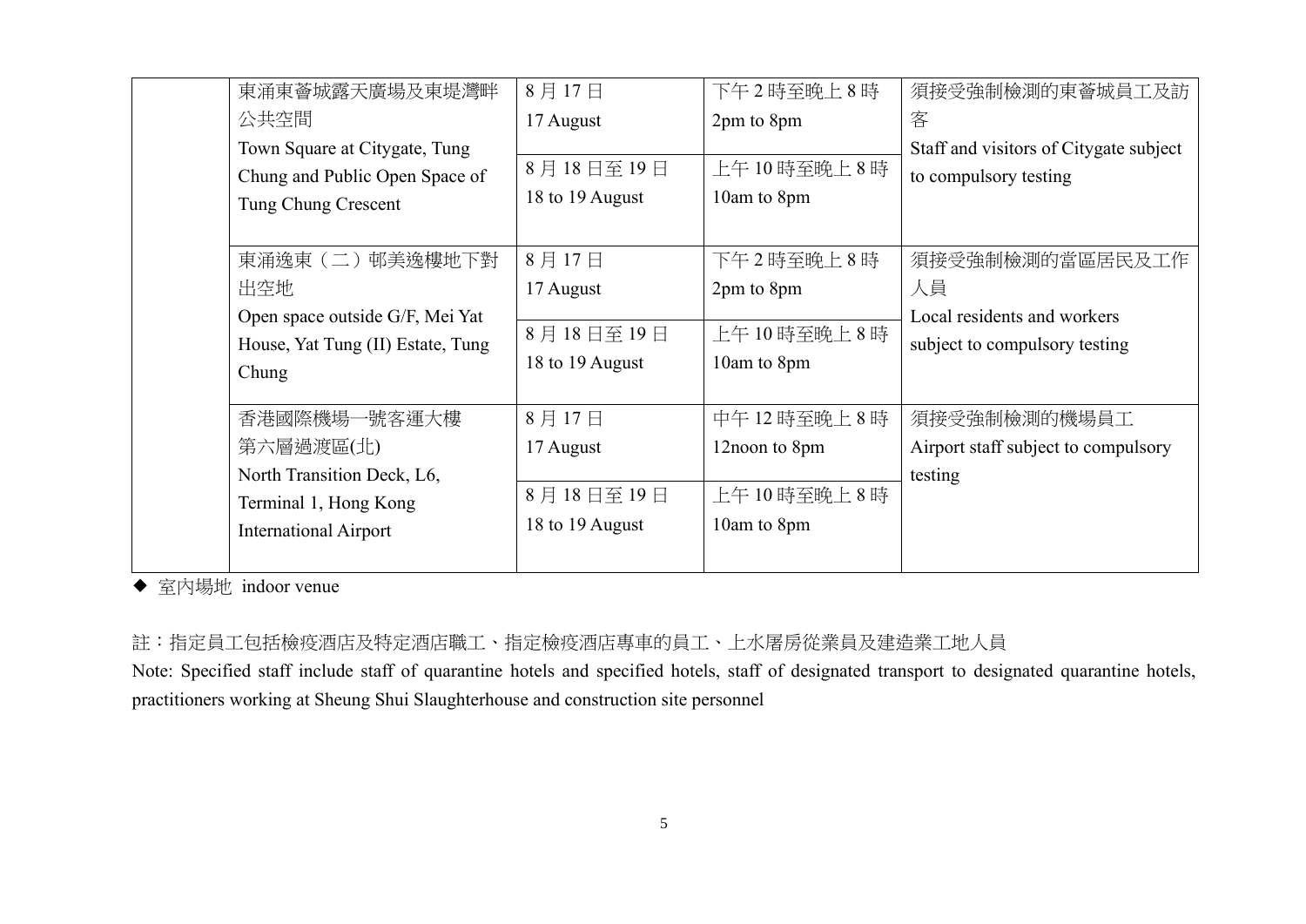| | | | | |
|---|---|---|---|---|
| | 東涌東薈城露天廣場及東堤灣畔公共空間<br>Town Square at Citygate, Tung Chung and Public Open Space of Tung Chung Crescent | 8 月 17 日<br>17 August | 下午 2 時至晚上 8 時<br>2pm to 8pm | 須接受強制檢測的東薈城員工及訪客<br>Staff and visitors of Citygate subject to compulsory testing |
| | | 8 月 18 日至 19 日<br>18 to 19 August | 上午 10 時至晚上 8 時<br>10am to 8pm | |
| | 東涌逸東（二）邨美逸樓地下對出空地<br>Open space outside G/F, Mei Yat House, Yat Tung (II) Estate, Tung Chung | 8 月 17 日<br>17 August | 下午 2 時至晚上 8 時<br>2pm to 8pm | 須接受強制檢測的當區居民及工作人員<br>Local residents and workers subject to compulsory testing |
| | | 8 月 18 日至 19 日<br>18 to 19 August | 上午 10 時至晚上 8 時<br>10am to 8pm | |
| | 香港國際機場一號客運大樓第六層過渡區(北)<br>North Transition Deck, L6, Terminal 1, Hong Kong International Airport | 8 月 17 日<br>17 August | 中午 12 時至晚上 8 時<br>12noon to 8pm | 須接受強制檢測的機場員工<br>Airport staff subject to compulsory testing |
| | | 8 月 18 日至 19 日<br>18 to 19 August | 上午 10 時至晚上 8 時<br>10am to 8pm | |

◆ 室內場地 indoor venue

註：指定員工包括檢疫酒店及特定酒店職工、指定檢疫酒店專車的員工、上水屠房從業員及建造業工地人員

Note: Specified staff include staff of quarantine hotels and specified hotels, staff of designated transport to designated quarantine hotels, practitioners working at Sheung Shui Slaughterhouse and construction site personnel